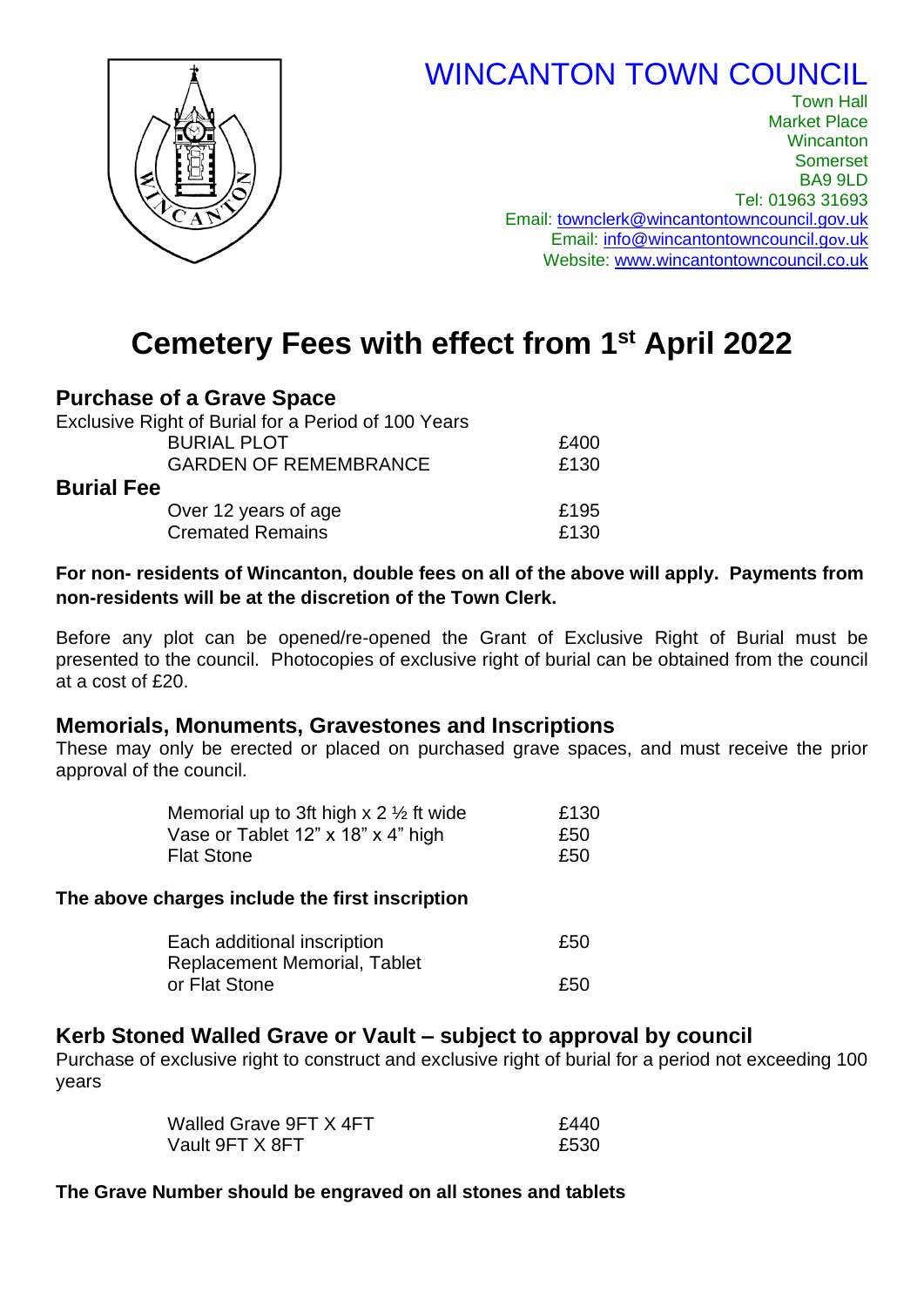# WINCANTON TOWN COUNCIL

Town Hall
Market Place
Wincanton
Somerset
BA9 9LD
Tel: 01963 31693
Email: townclerk@wincantontowncouncil.gov.uk
Email: info@wincantontowncouncil.gov.uk
Website: www.wincantontowncouncil.co.uk

# Cemetery Fees with effect from 1st April 2022

## Purchase of a Grave Space

Exclusive Right of Burial for a Period of 100 Years

| | |
|---|---|
| BURIAL PLOT | £400 |
| GARDEN OF REMEMBRANCE | £130 |

## Burial Fee

| | |
|---|---|
| Over 12 years of age | £195 |
| Cremated Remains | £130 |

**For non- residents of Wincanton, double fees on all of the above will apply. Payments from non-residents will be at the discretion of the Town Clerk.**

Before any plot can be opened/re-opened the Grant of Exclusive Right of Burial must be presented to the council. Photocopies of exclusive right of burial can be obtained from the council at a cost of £20.

## Memorials, Monuments, Gravestones and Inscriptions

These may only be erected or placed on purchased grave spaces, and must receive the prior approval of the council.

| | |
|---|---|
| Memorial up to 3ft high x 2 ½ ft wide | £130 |
| Vase or Tablet 12" x 18" x 4" high | £50 |
| Flat Stone | £50 |

**The above charges include the first inscription**

| | |
|---|---|
| Each additional inscription | £50 |
| Replacement Memorial, Tablet or Flat Stone | £50 |

## Kerb Stoned Walled Grave or Vault – subject to approval by council

Purchase of exclusive right to construct and exclusive right of burial for a period not exceeding 100 years

| | |
|---|---|
| Walled Grave 9FT X 4FT | £440 |
| Vault 9FT X 8FT | £530 |

**The Grave Number should be engraved on all stones and tablets**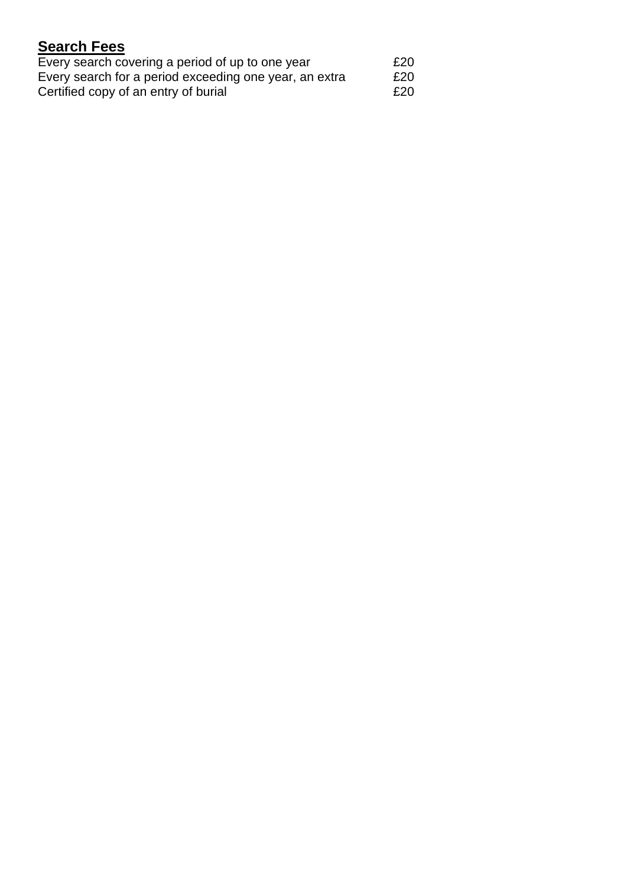## Search Fees

| | |
|---|---|
| Every search covering a period of up to one year | £20 |
| Every search for a period exceeding one year, an extra | £20 |
| Certified copy of an entry of burial | £20 |